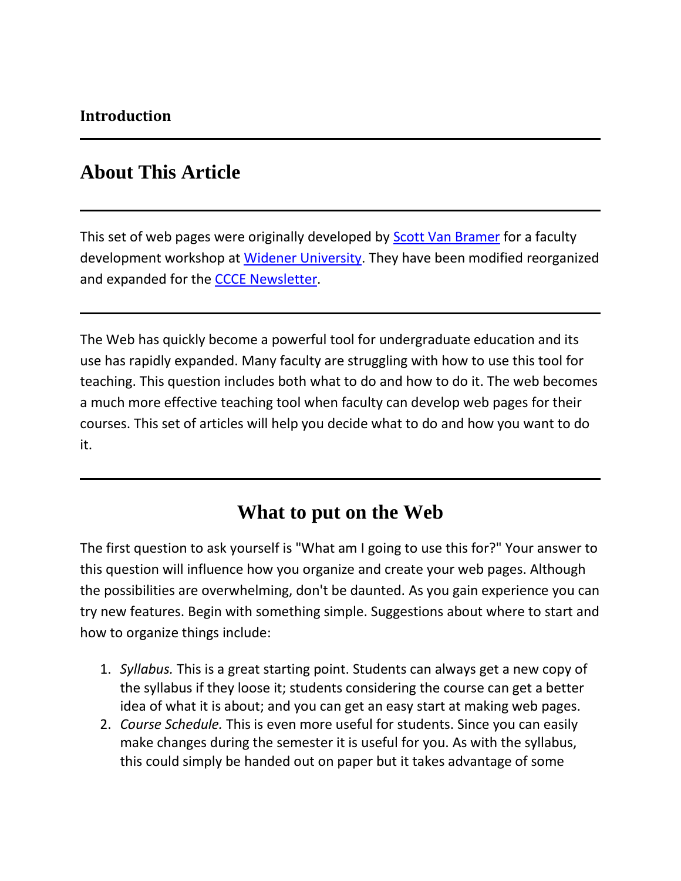**Introduction**

---

# About This Article

---

This set of web pages were originally developed by [Scott Van Bramer]() for a faculty development workshop at [Widener University](). They have been modified reorganized and expanded for the [CCCE Newsletter]().

---

The Web has quickly become a powerful tool for undergraduate education and its use has rapidly expanded. Many faculty are struggling with how to use this tool for teaching. This question includes both what to do and how to do it. The web becomes a much more effective teaching tool when faculty can develop web pages for their courses. This set of articles will help you decide what to do and how you want to do it.

---

## What to put on the Web

The first question to ask yourself is "What am I going to use this for?" Your answer to this question will influence how you organize and create your web pages. Although the possibilities are overwhelming, don't be daunted. As you gain experience you can try new features. Begin with something simple. Suggestions about where to start and how to organize things include:

1. *Syllabus.* This is a great starting point. Students can always get a new copy of the syllabus if they loose it; students considering the course can get a better idea of what it is about; and you can get an easy start at making web pages.
2. *Course Schedule.* This is even more useful for students. Since you can easily make changes during the semester it is useful for you. As with the syllabus, this could simply be handed out on paper but it takes advantage of some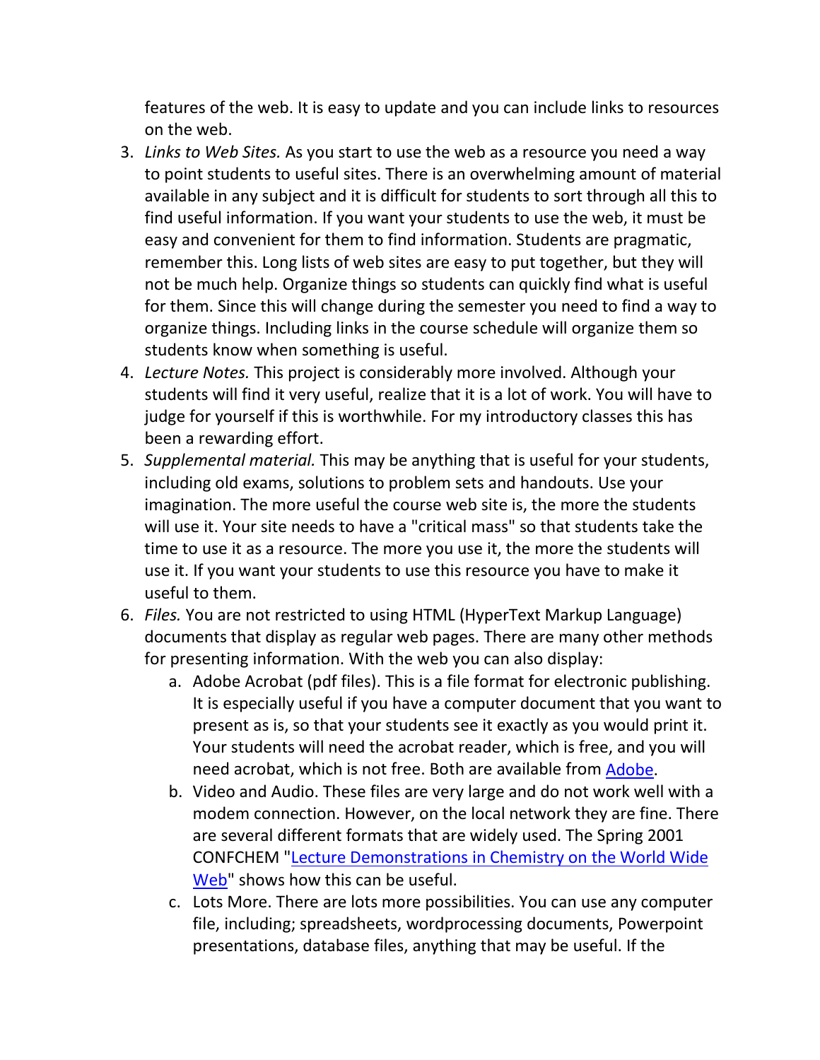features of the web. It is easy to update and you can include links to resources on the web.

3. *Links to Web Sites.* As you start to use the web as a resource you need a way to point students to useful sites. There is an overwhelming amount of material available in any subject and it is difficult for students to sort through all this to find useful information. If you want your students to use the web, it must be easy and convenient for them to find information. Students are pragmatic, remember this. Long lists of web sites are easy to put together, but they will not be much help. Organize things so students can quickly find what is useful for them. Since this will change during the semester you need to find a way to organize things. Including links in the course schedule will organize them so students know when something is useful.
4. *Lecture Notes.* This project is considerably more involved. Although your students will find it very useful, realize that it is a lot of work. You will have to judge for yourself if this is worthwhile. For my introductory classes this has been a rewarding effort.
5. *Supplemental material.* This may be anything that is useful for your students, including old exams, solutions to problem sets and handouts. Use your imagination. The more useful the course web site is, the more the students will use it. Your site needs to have a "critical mass" so that students take the time to use it as a resource. The more you use it, the more the students will use it. If you want your students to use this resource you have to make it useful to them.
6. *Files.* You are not restricted to using HTML (HyperText Markup Language) documents that display as regular web pages. There are many other methods for presenting information. With the web you can also display:
   a. Adobe Acrobat (pdf files). This is a file format for electronic publishing. It is especially useful if you have a computer document that you want to present as is, so that your students see it exactly as you would print it. Your students will need the acrobat reader, which is free, and you will need acrobat, which is not free. Both are available from Adobe.
   b. Video and Audio. These files are very large and do not work well with a modem connection. However, on the local network they are fine. There are several different formats that are widely used. The Spring 2001 CONFCHEM "Lecture Demonstrations in Chemistry on the World Wide Web" shows how this can be useful.
   c. Lots More. There are lots more possibilities. You can use any computer file, including; spreadsheets, wordprocessing documents, Powerpoint presentations, database files, anything that may be useful. If the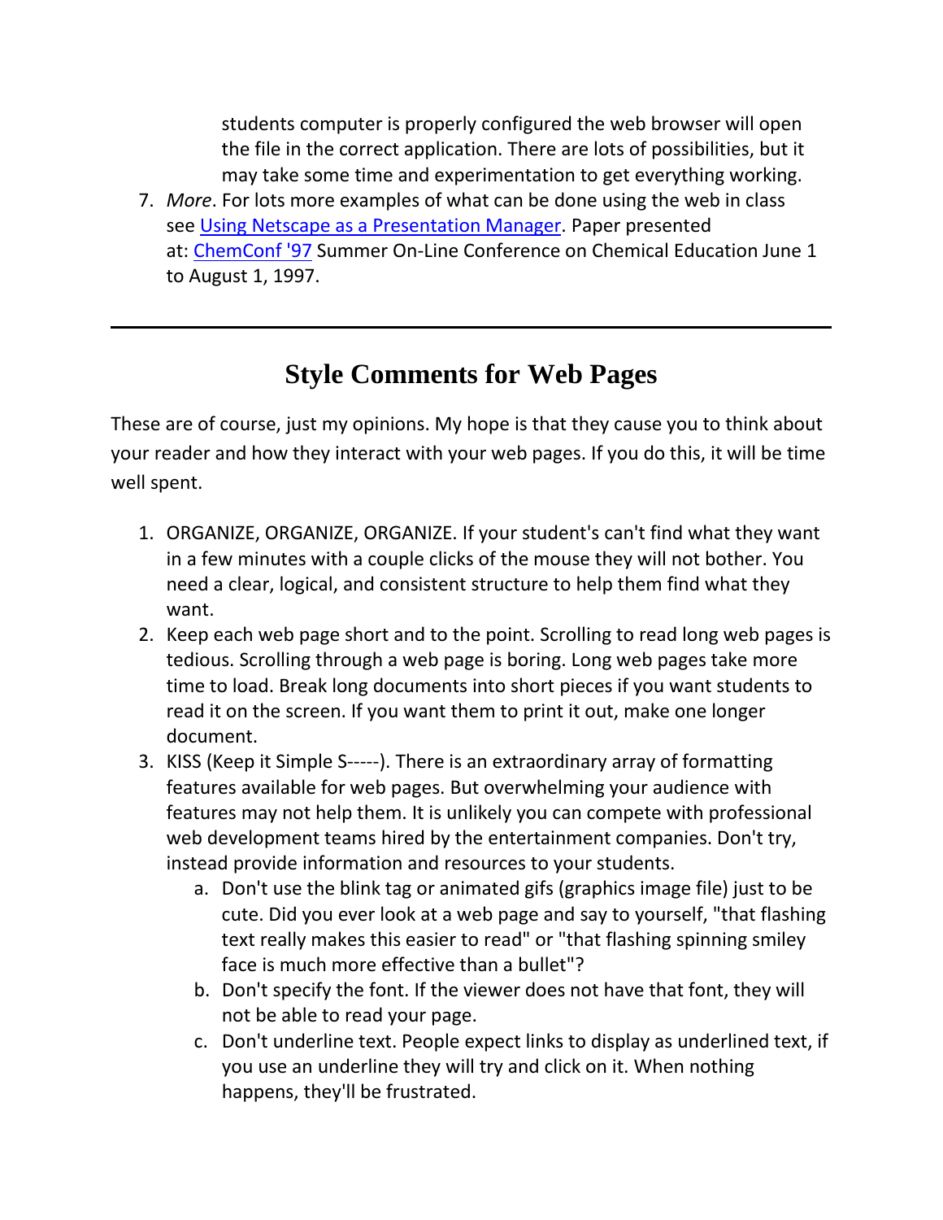students computer is properly configured the web browser will open the file in the correct application. There are lots of possibilities, but it may take some time and experimentation to get everything working.

7. *More*. For lots more examples of what can be done using the web in class see Using Netscape as a Presentation Manager. Paper presented at: ChemConf '97 Summer On-Line Conference on Chemical Education June 1 to August 1, 1997.

---

# Style Comments for Web Pages

These are of course, just my opinions. My hope is that they cause you to think about your reader and how they interact with your web pages. If you do this, it will be time well spent.

1. ORGANIZE, ORGANIZE, ORGANIZE. If your student's can't find what they want in a few minutes with a couple clicks of the mouse they will not bother. You need a clear, logical, and consistent structure to help them find what they want.
2. Keep each web page short and to the point. Scrolling to read long web pages is tedious. Scrolling through a web page is boring. Long web pages take more time to load. Break long documents into short pieces if you want students to read it on the screen. If you want them to print it out, make one longer document.
3. KISS (Keep it Simple S-----). There is an extraordinary array of formatting features available for web pages. But overwhelming your audience with features may not help them. It is unlikely you can compete with professional web development teams hired by the entertainment companies. Don't try, instead provide information and resources to your students.
   a. Don't use the blink tag or animated gifs (graphics image file) just to be cute. Did you ever look at a web page and say to yourself, "that flashing text really makes this easier to read" or "that flashing spinning smiley face is much more effective than a bullet"?
   b. Don't specify the font. If the viewer does not have that font, they will not be able to read your page.
   c. Don't underline text. People expect links to display as underlined text, if you use an underline they will try and click on it. When nothing happens, they'll be frustrated.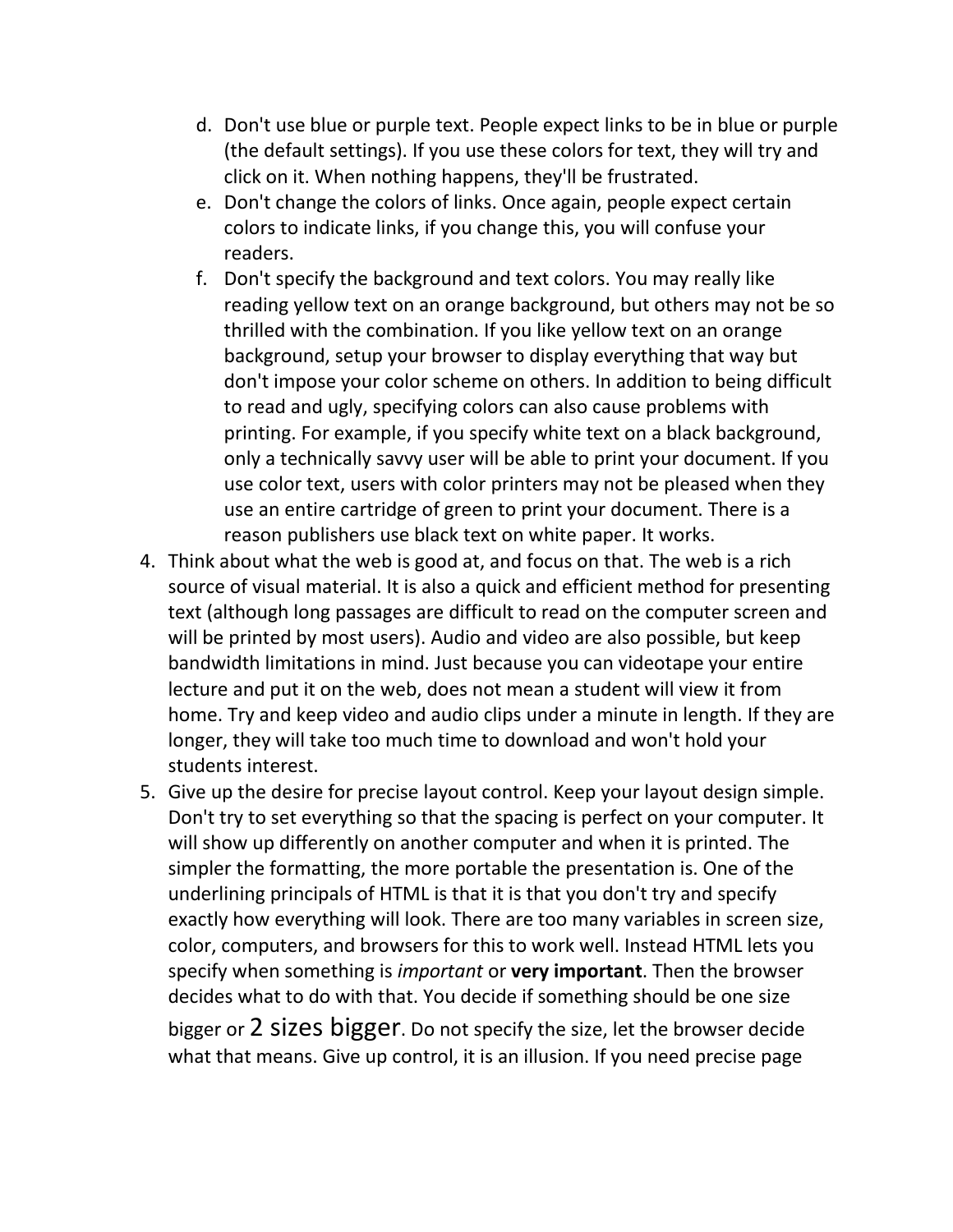d. Don't use blue or purple text. People expect links to be in blue or purple (the default settings). If you use these colors for text, they will try and click on it. When nothing happens, they'll be frustrated.

e. Don't change the colors of links. Once again, people expect certain colors to indicate links, if you change this, you will confuse your readers.

f. Don't specify the background and text colors. You may really like reading yellow text on an orange background, but others may not be so thrilled with the combination. If you like yellow text on an orange background, setup your browser to display everything that way but don't impose your color scheme on others. In addition to being difficult to read and ugly, specifying colors can also cause problems with printing. For example, if you specify white text on a black background, only a technically savvy user will be able to print your document. If you use color text, users with color printers may not be pleased when they use an entire cartridge of green to print your document. There is a reason publishers use black text on white paper. It works.

4. Think about what the web is good at, and focus on that. The web is a rich source of visual material. It is also a quick and efficient method for presenting text (although long passages are difficult to read on the computer screen and will be printed by most users). Audio and video are also possible, but keep bandwidth limitations in mind. Just because you can videotape your entire lecture and put it on the web, does not mean a student will view it from home. Try and keep video and audio clips under a minute in length. If they are longer, they will take too much time to download and won't hold your students interest.

5. Give up the desire for precise layout control. Keep your layout design simple. Don't try to set everything so that the spacing is perfect on your computer. It will show up differently on another computer and when it is printed. The simpler the formatting, the more portable the presentation is. One of the underlining principals of HTML is that it is that you don't try and specify exactly how everything will look. There are too many variables in screen size, color, computers, and browsers for this to work well. Instead HTML lets you specify when something is *important* or **very important**. Then the browser decides what to do with that. You decide if something should be one size bigger or 2 sizes bigger. Do not specify the size, let the browser decide what that means. Give up control, it is an illusion. If you need precise page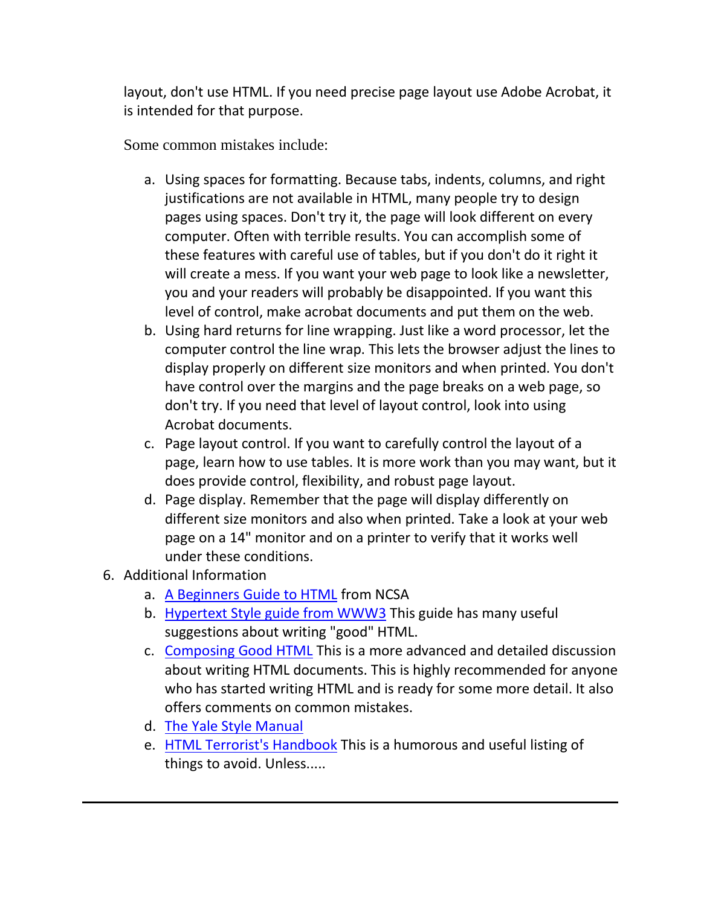layout, don't use HTML. If you need precise page layout use Adobe Acrobat, it is intended for that purpose.

Some common mistakes include:

a. Using spaces for formatting. Because tabs, indents, columns, and right justifications are not available in HTML, many people try to design pages using spaces. Don't try it, the page will look different on every computer. Often with terrible results. You can accomplish some of these features with careful use of tables, but if you don't do it right it will create a mess. If you want your web page to look like a newsletter, you and your readers will probably be disappointed. If you want this level of control, make acrobat documents and put them on the web.
b. Using hard returns for line wrapping. Just like a word processor, let the computer control the line wrap. This lets the browser adjust the lines to display properly on different size monitors and when printed. You don't have control over the margins and the page breaks on a web page, so don't try. If you need that level of layout control, look into using Acrobat documents.
c. Page layout control. If you want to carefully control the layout of a page, learn how to use tables. It is more work than you may want, but it does provide control, flexibility, and robust page layout.
d. Page display. Remember that the page will display differently on different size monitors and also when printed. Take a look at your web page on a 14" monitor and on a printer to verify that it works well under these conditions.

6. Additional Information
    a. A Beginners Guide to HTML from NCSA
    b. Hypertext Style guide from WWW3 This guide has many useful suggestions about writing "good" HTML.
    c. Composing Good HTML This is a more advanced and detailed discussion about writing HTML documents. This is highly recommended for anyone who has started writing HTML and is ready for some more detail. It also offers comments on common mistakes.
    d. The Yale Style Manual
    e. HTML Terrorist's Handbook This is a humorous and useful listing of things to avoid. Unless.....

---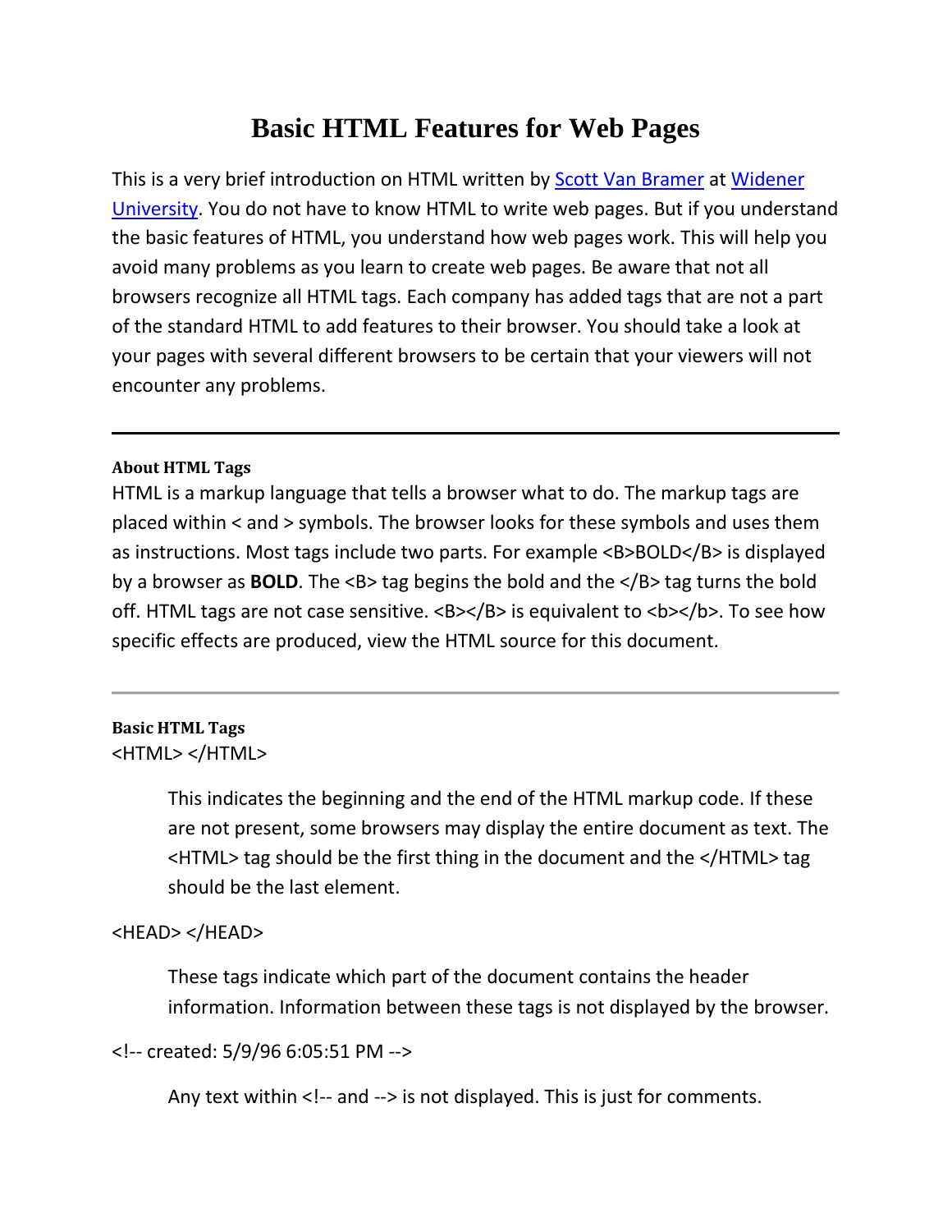# Basic HTML Features for Web Pages

This is a very brief introduction on HTML written by [Scott Van Bramer]() at [Widener University](). You do not have to know HTML to write web pages. But if you understand the basic features of HTML, you understand how web pages work. This will help you avoid many problems as you learn to create web pages. Be aware that not all browsers recognize all HTML tags. Each company has added tags that are not a part of the standard HTML to add features to their browser. You should take a look at your pages with several different browsers to be certain that your viewers will not encounter any problems.

---

**About HTML Tags**

HTML is a markup language that tells a browser what to do. The markup tags are placed within < and > symbols. The browser looks for these symbols and uses them as instructions. Most tags include two parts. For example <B>BOLD</B> is displayed by a browser as **BOLD**. The <B> tag begins the bold and the </B> tag turns the bold off. HTML tags are not case sensitive. <B></B> is equivalent to <b></b>. To see how specific effects are produced, view the HTML source for this document.

---

**Basic HTML Tags**

<HTML> </HTML>

> This indicates the beginning and the end of the HTML markup code. If these are not present, some browsers may display the entire document as text. The <HTML> tag should be the first thing in the document and the </HTML> tag should be the last element.

<HEAD> </HEAD>

> These tags indicate which part of the document contains the header information. Information between these tags is not displayed by the browser.

<!-- created: 5/9/96 6:05:51 PM -->

> Any text within <!-- and --> is not displayed. This is just for comments.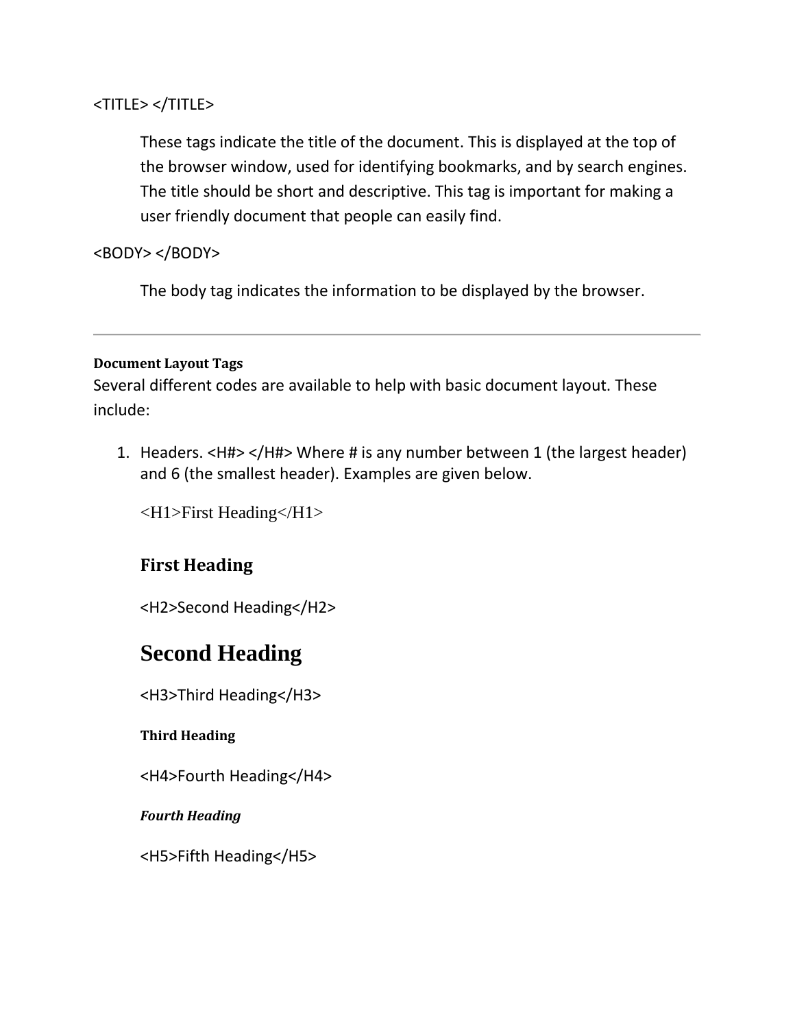<TITLE> </TITLE>

These tags indicate the title of the document. This is displayed at the top of the browser window, used for identifying bookmarks, and by search engines. The title should be short and descriptive. This tag is important for making a user friendly document that people can easily find.

<BODY> </BODY>

The body tag indicates the information to be displayed by the browser.

---

**Document Layout Tags**

Several different codes are available to help with basic document layout. These include:

1. Headers. <H#> </H#> Where # is any number between 1 (the largest header) and 6 (the smallest header). Examples are given below.

   <H1>First Heading</H1>

   **First Heading**

   <H2>Second Heading</H2>

   **Second Heading**

   <H3>Third Heading</H3>

   **Third Heading**

   <H4>Fourth Heading</H4>

   ***Fourth Heading***

   <H5>Fifth Heading</H5>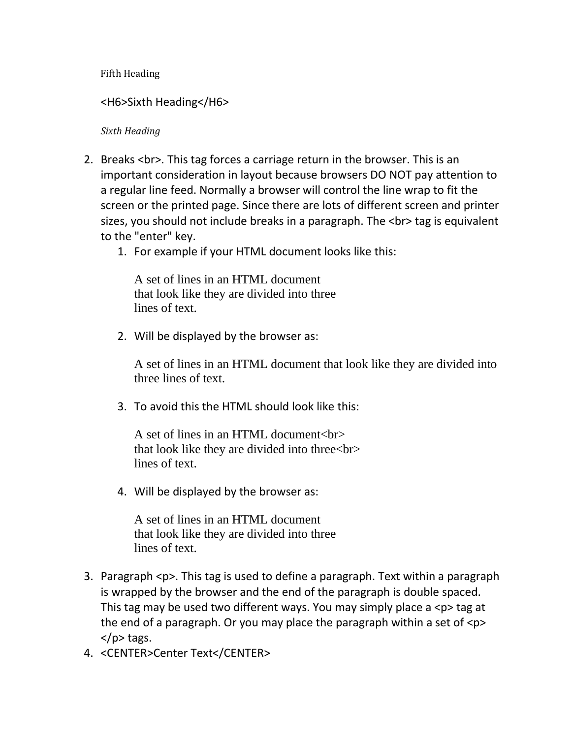Fifth Heading

<H6>Sixth Heading</H6>

*Sixth Heading*

2. Breaks <br>. This tag forces a carriage return in the browser. This is an important consideration in layout because browsers DO NOT pay attention to a regular line feed. Normally a browser will control the line wrap to fit the screen or the printed page. Since there are lots of different screen and printer sizes, you should not include breaks in a paragraph. The <br> tag is equivalent to the "enter" key.
    1. For example if your HTML document looks like this:

       A set of lines in an HTML document  
       that look like they are divided into three  
       lines of text.

    2. Will be displayed by the browser as:

       A set of lines in an HTML document that look like they are divided into three lines of text.

    3. To avoid this the HTML should look like this:

       A set of lines in an HTML document<br>  
       that look like they are divided into three<br>  
       lines of text.

    4. Will be displayed by the browser as:

       A set of lines in an HTML document  
       that look like they are divided into three  
       lines of text.

3. Paragraph <p>. This tag is used to define a paragraph. Text within a paragraph is wrapped by the browser and the end of the paragraph is double spaced. This tag may be used two different ways. You may simply place a <p> tag at the end of a paragraph. Or you may place the paragraph within a set of <p> </p> tags.
4. <CENTER>Center Text</CENTER>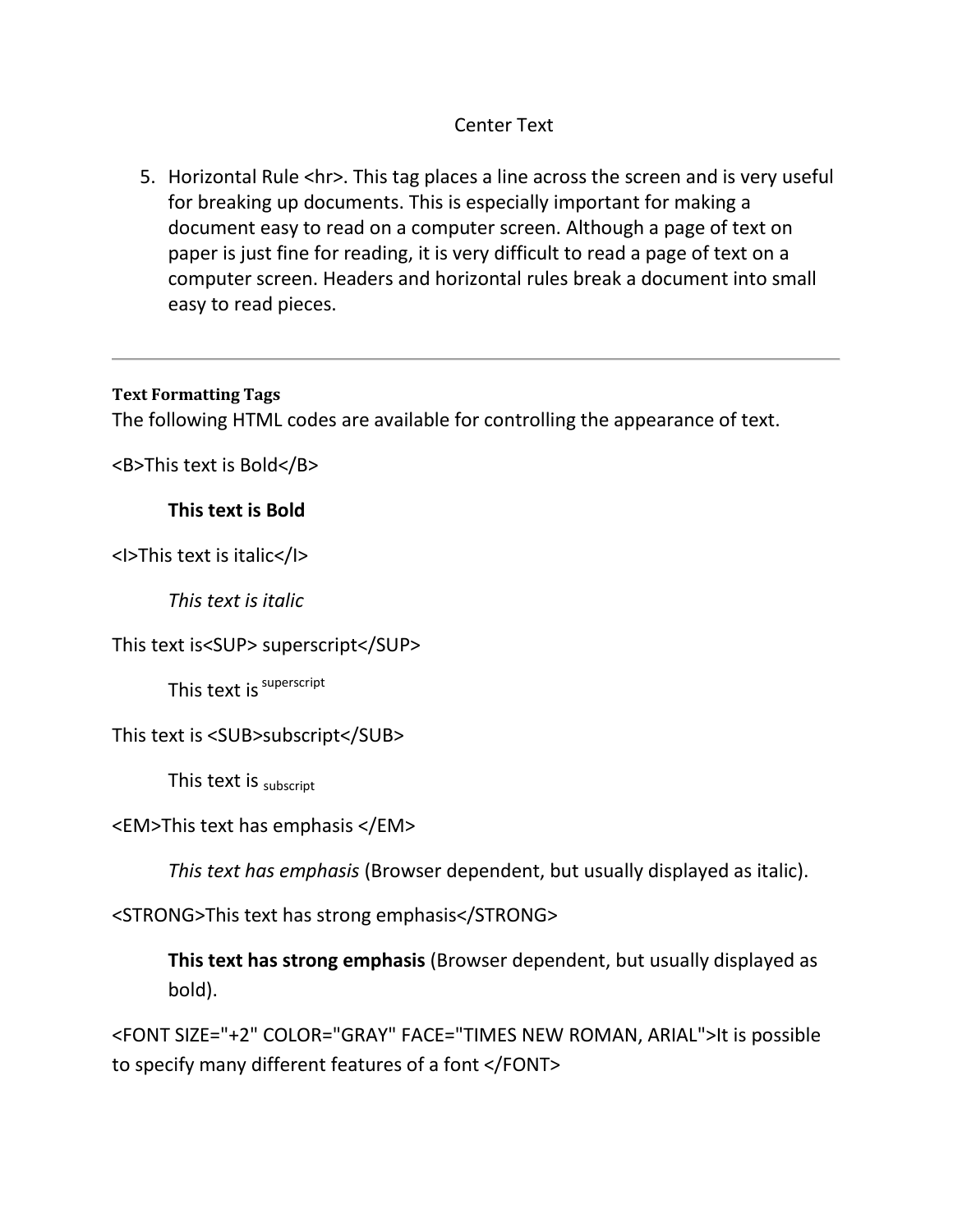Center Text

5. Horizontal Rule <hr>. This tag places a line across the screen and is very useful for breaking up documents. This is especially important for making a document easy to read on a computer screen. Although a page of text on paper is just fine for reading, it is very difficult to read a page of text on a computer screen. Headers and horizontal rules break a document into small easy to read pieces.

---

#### Text Formatting Tags

The following HTML codes are available for controlling the appearance of text.

<B>This text is Bold</B>

> **This text is Bold**

<I>This text is italic</I>

> *This text is italic*

This text is<SUP> superscript</SUP>

> This text is $^{\text{superscript}}$

This text is <SUB>subscript</SUB>

> This text is $_{\text{subscript}}$

<EM>This text has emphasis </EM>

> *This text has emphasis* (Browser dependent, but usually displayed as italic).

<STRONG>This text has strong emphasis</STRONG>

> **This text has strong emphasis** (Browser dependent, but usually displayed as bold).

<FONT SIZE="+2" COLOR="GRAY" FACE="TIMES NEW ROMAN, ARIAL">It is possible to specify many different features of a font </FONT>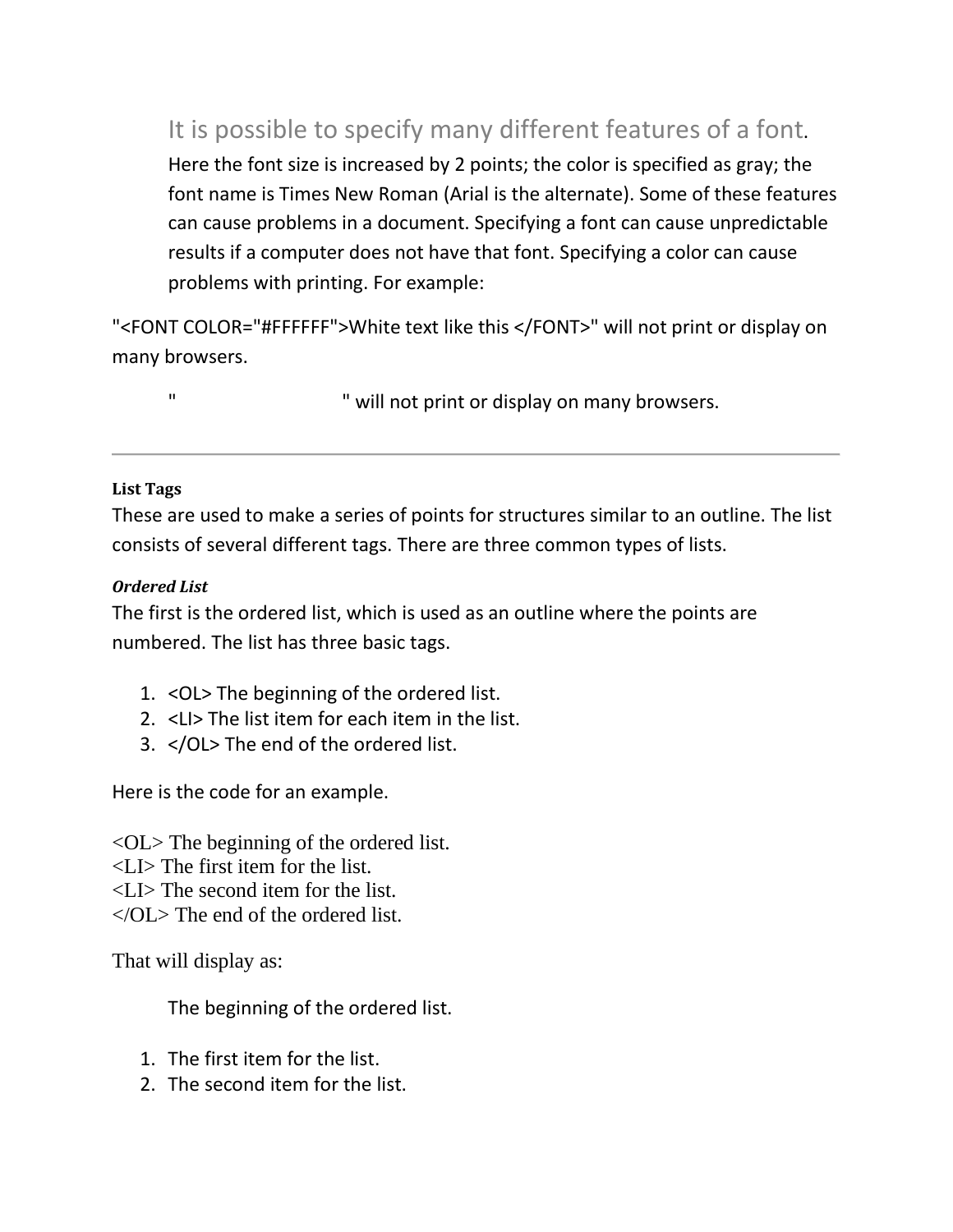It is possible to specify many different features of a font.
Here the font size is increased by 2 points; the color is specified as gray; the font name is Times New Roman (Arial is the alternate). Some of these features can cause problems in a document. Specifying a font can cause unpredictable results if a computer does not have that font. Specifying a color can cause problems with printing. For example:

"<FONT COLOR="#FFFFFF">White text like this </FONT>" will not print or display on many browsers.

"                    " will not print or display on many browsers.

---

**List Tags**

These are used to make a series of points for structures similar to an outline. The list consists of several different tags. There are three common types of lists.

***Ordered List***

The first is the ordered list, which is used as an outline where the points are numbered. The list has three basic tags.

1. <OL> The beginning of the ordered list.
2. <LI> The list item for each item in the list.
3. </OL> The end of the ordered list.

Here is the code for an example.

```
<OL> The beginning of the ordered list.
<LI> The first item for the list.
<LI> The second item for the list.
</OL> The end of the ordered list.
```

That will display as:

The beginning of the ordered list.

1. The first item for the list.
2. The second item for the list.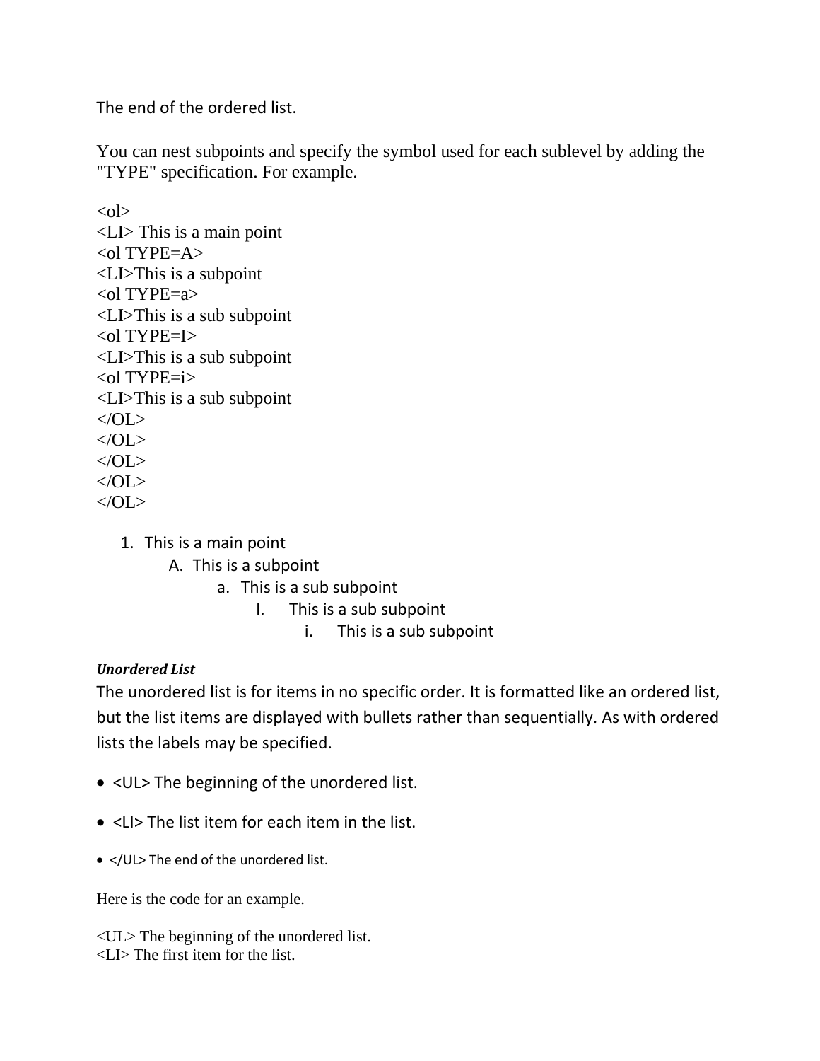The end of the ordered list.

You can nest subpoints and specify the symbol used for each sublevel by adding the "TYPE" specification. For example.

```
<ol>
<LI> This is a main point
<ol TYPE=A>
<LI>This is a subpoint
<ol TYPE=a>
<LI>This is a sub subpoint
<ol TYPE=I>
<LI>This is a sub subpoint
<ol TYPE=i>
<LI>This is a sub subpoint
</OL>
</OL>
</OL>
</OL>
</OL>
```

1. This is a main point
    A. This is a subpoint
        a. This is a sub subpoint
            I. This is a sub subpoint
                i. This is a sub subpoint

***Unordered List***

The unordered list is for items in no specific order. It is formatted like an ordered list, but the list items are displayed with bullets rather than sequentially. As with ordered lists the labels may be specified.

- <UL> The beginning of the unordered list.
- <LI> The list item for each item in the list.
- </UL> The end of the unordered list.

Here is the code for an example.

```
<UL> The beginning of the unordered list.
<LI> The first item for the list.
```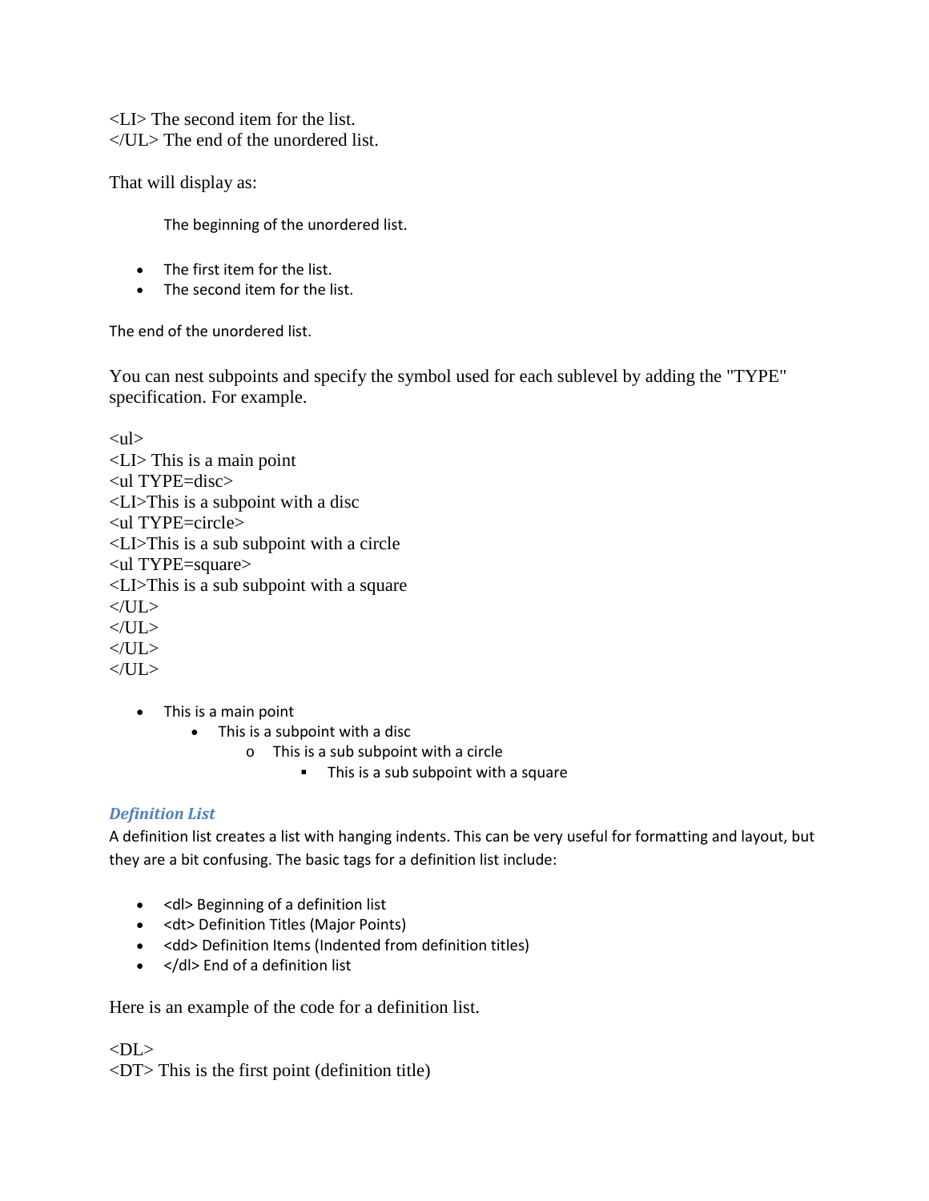```
<LI> The second item for the list.
</UL> The end of the unordered list.
```

That will display as:

The beginning of the unordered list.

- The first item for the list.
- The second item for the list.

The end of the unordered list.

You can nest subpoints and specify the symbol used for each sublevel by adding the "TYPE" specification. For example.

```
<ul>
<LI> This is a main point
<ul TYPE=disc>
<LI>This is a subpoint with a disc
<ul TYPE=circle>
<LI>This is a sub subpoint with a circle
<ul TYPE=square>
<LI>This is a sub subpoint with a square
</UL>
</UL>
</UL>
</UL>
```

- This is a main point
    - This is a subpoint with a disc
        - This is a sub subpoint with a circle
            - This is a sub subpoint with a square

### *Definition List*

A definition list creates a list with hanging indents. This can be very useful for formatting and layout, but they are a bit confusing. The basic tags for a definition list include:

- <dl> Beginning of a definition list
- <dt> Definition Titles (Major Points)
- <dd> Definition Items (Indented from definition titles)
- </dl> End of a definition list

Here is an example of the code for a definition list.

```
<DL>
<DT> This is the first point (definition title)
```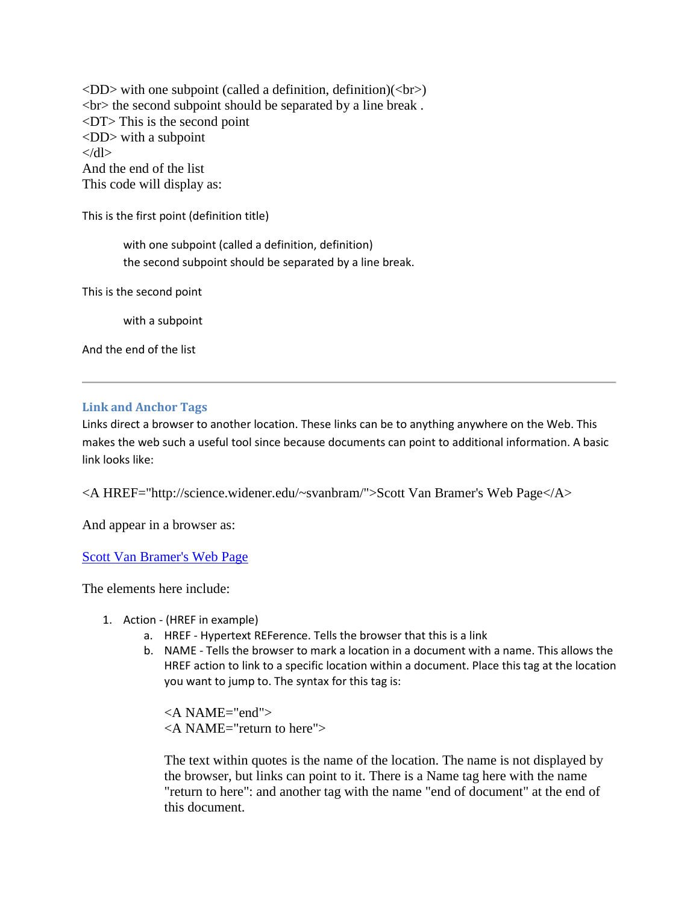<DD> with one subpoint (called a definition, definition)(<br>)
<br> the second subpoint should be separated by a line break .
<DT> This is the second point
<DD> with a subpoint
</dl>
And the end of the list
This code will display as:

This is the first point (definition title)

> with one subpoint (called a definition, definition)
> the second subpoint should be separated by a line break.

This is the second point

> with a subpoint

And the end of the list

---

### Link and Anchor Tags

Links direct a browser to another location. These links can be to anything anywhere on the Web. This makes the web such a useful tool since because documents can point to additional information. A basic link looks like:

<A HREF="http://science.widener.edu/~svanbram/">Scott Van Bramer's Web Page</A>

And appear in a browser as:

Scott Van Bramer's Web Page

The elements here include:

1. Action - (HREF in example)
   a. HREF - Hypertext REFerence. Tells the browser that this is a link
   b. NAME - Tells the browser to mark a location in a document with a name. This allows the HREF action to link to a specific location within a document. Place this tag at the location you want to jump to. The syntax for this tag is:

      <A NAME="end">
      <A NAME="return to here">

      The text within quotes is the name of the location. The name is not displayed by the browser, but links can point to it. There is a Name tag here with the name "return to here": and another tag with the name "end of document" at the end of this document.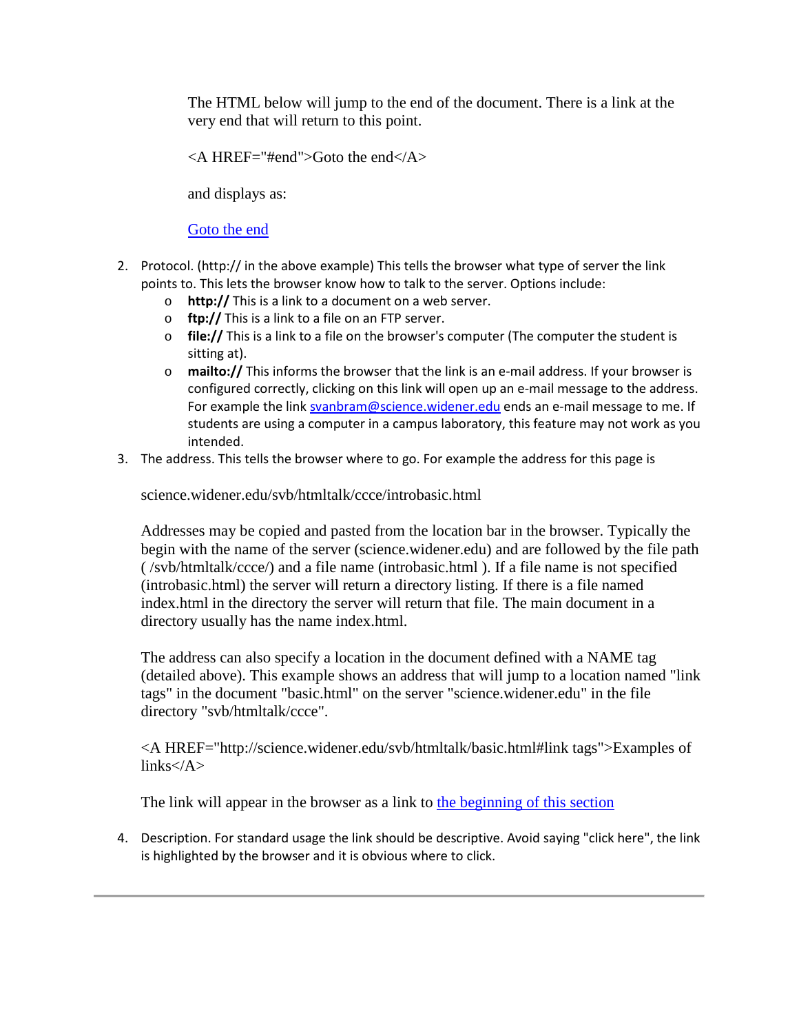The HTML below will jump to the end of the document. There is a link at the very end that will return to this point.

```
<A HREF="#end">Goto the end</A>
```

and displays as:

[Goto the end](#end)

2. Protocol. (http:// in the above example) This tells the browser what type of server the link points to. This lets the browser know how to talk to the server. Options include:
   - **http://** This is a link to a document on a web server.
   - **ftp://** This is a link to a file on an FTP server.
   - **file://** This is a link to a file on the browser's computer (The computer the student is sitting at).
   - **mailto://** This informs the browser that the link is an e-mail address. If your browser is configured correctly, clicking on this link will open up an e-mail message to the address. For example the link [svanbram@science.widener.edu](mailto:svanbram@science.widener.edu) ends an e-mail message to me. If students are using a computer in a campus laboratory, this feature may not work as you intended.
3. The address. This tells the browser where to go. For example the address for this page is

   science.widener.edu/svb/htmltalk/ccce/introbasic.html

   Addresses may be copied and pasted from the location bar in the browser. Typically the begin with the name of the server (science.widener.edu) and are followed by the file path ( /svb/htmltalk/ccce/) and a file name (introbasic.html ). If a file name is not specified (introbasic.html) the server will return a directory listing. If there is a file named index.html in the directory the server will return that file. The main document in a directory usually has the name index.html.

   The address can also specify a location in the document defined with a NAME tag (detailed above). This example shows an address that will jump to a location named "link tags" in the document "basic.html" on the server "science.widener.edu" in the file directory "svb/htmltalk/ccce".

   ```
   <A HREF="http://science.widener.edu/svb/htmltalk/basic.html#link tags">Examples of links</A>
   ```

   The link will appear in the browser as a link to [the beginning of this section](http://science.widener.edu/svb/htmltalk/basic.html#link tags)

4. Description. For standard usage the link should be descriptive. Avoid saying "click here", the link is highlighted by the browser and it is obvious where to click.

---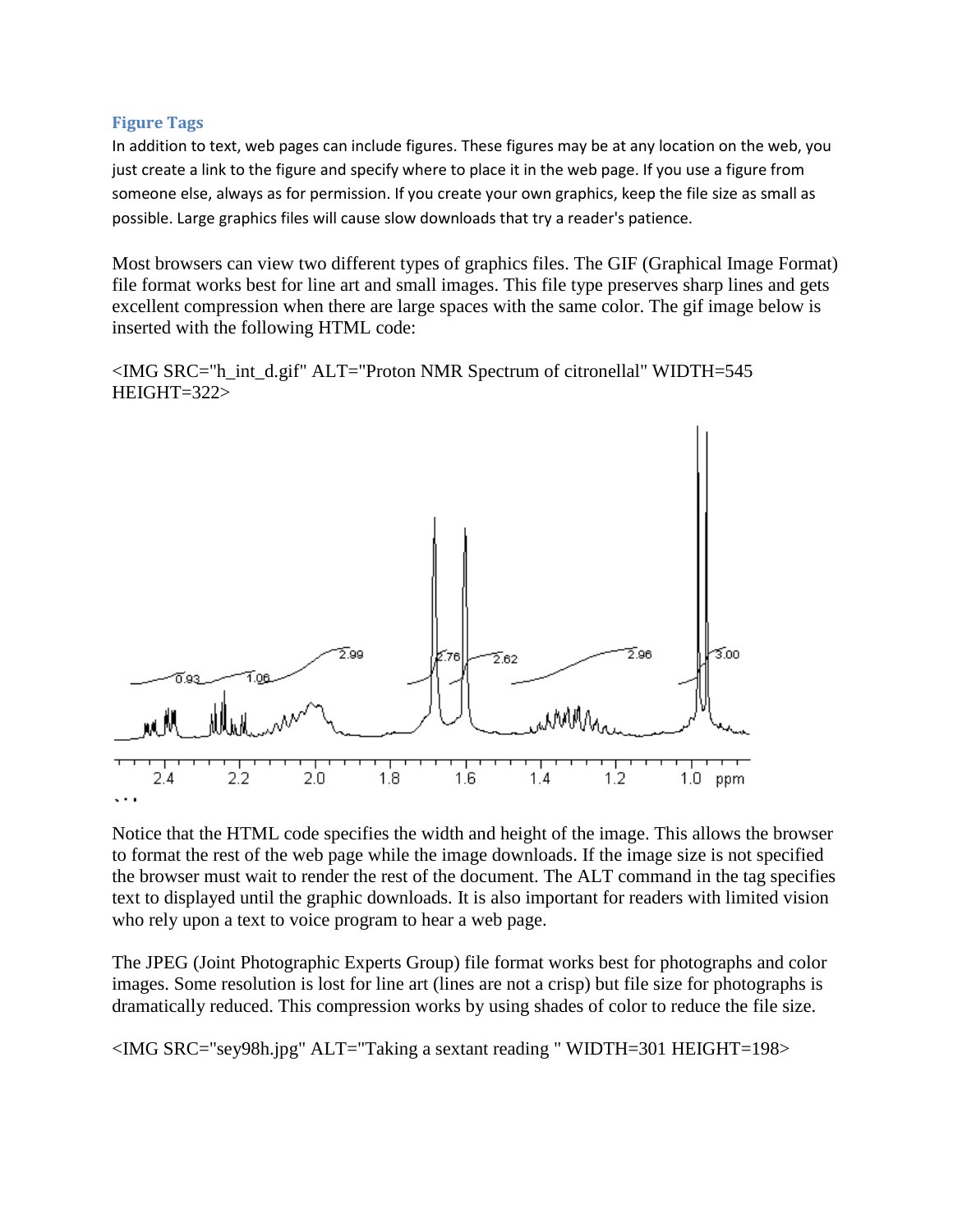### Figure Tags

In addition to text, web pages can include figures. These figures may be at any location on the web, you just create a link to the figure and specify where to place it in the web page. If you use a figure from someone else, always as for permission. If you create your own graphics, keep the file size as small as possible. Large graphics files will cause slow downloads that try a reader's patience.

Most browsers can view two different types of graphics files. The GIF (Graphical Image Format) file format works best for line art and small images. This file type preserves sharp lines and gets excellent compression when there are large spaces with the same color. The gif image below is inserted with the following HTML code:

```
<IMG SRC="h_int_d.gif" ALT="Proton NMR Spectrum of citronellal" WIDTH=545 HEIGHT=322>
```

Notice that the HTML code specifies the width and height of the image. This allows the browser to format the rest of the web page while the image downloads. If the image size is not specified the browser must wait to render the rest of the document. The ALT command in the tag specifies text to displayed until the graphic downloads. It is also important for readers with limited vision who rely upon a text to voice program to hear a web page.

The JPEG (Joint Photographic Experts Group) file format works best for photographs and color images. Some resolution is lost for line art (lines are not a crisp) but file size for photographs is dramatically reduced. This compression works by using shades of color to reduce the file size.

```
<IMG SRC="sey98h.jpg" ALT="Taking a sextant reading " WIDTH=301 HEIGHT=198>
```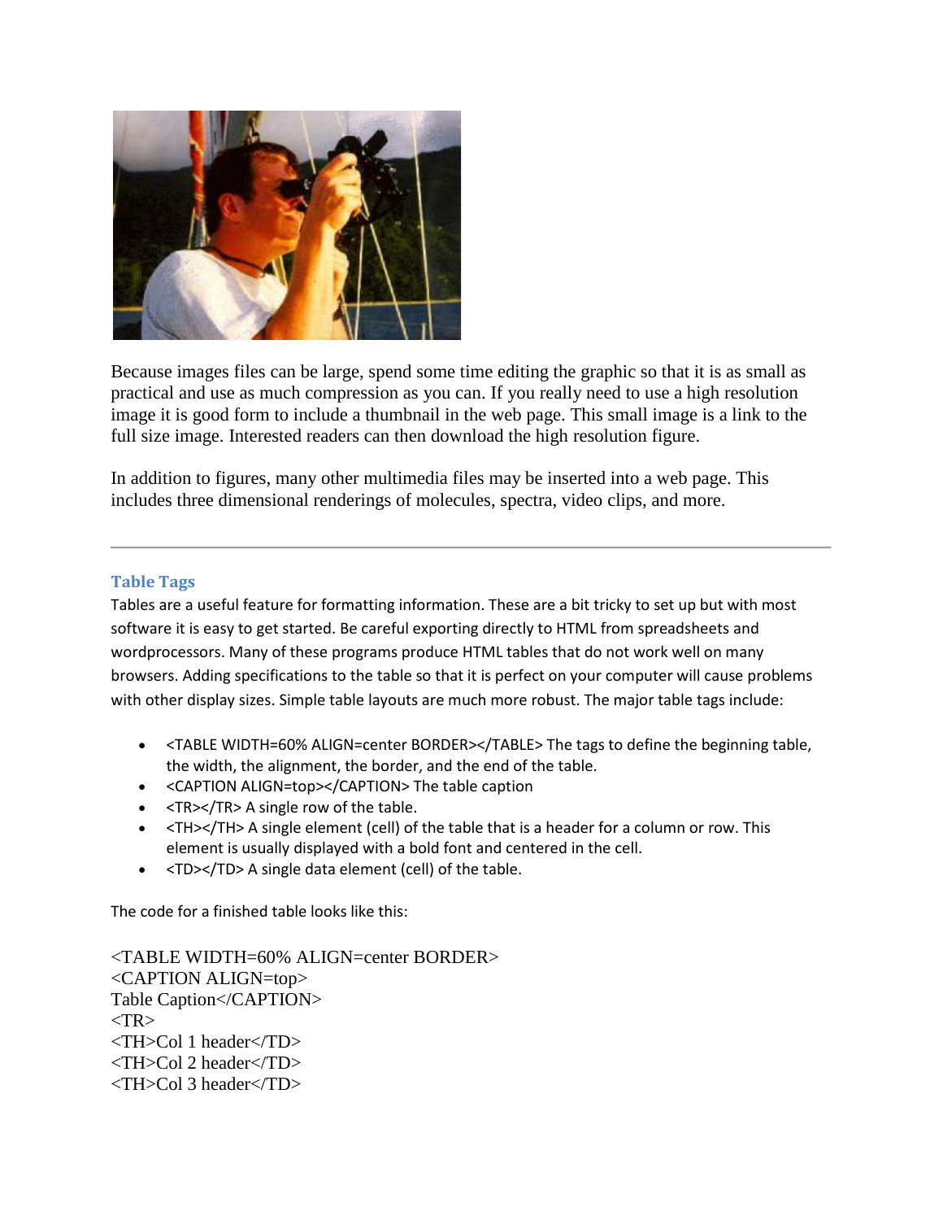Because images files can be large, spend some time editing the graphic so that it is as small as practical and use as much compression as you can. If you really need to use a high resolution image it is good form to include a thumbnail in the web page. This small image is a link to the full size image. Interested readers can then download the high resolution figure.

In addition to figures, many other multimedia files may be inserted into a web page. This includes three dimensional renderings of molecules, spectra, video clips, and more.

---

### Table Tags

Tables are a useful feature for formatting information. These are a bit tricky to set up but with most software it is easy to get started. Be careful exporting directly to HTML from spreadsheets and wordprocessors. Many of these programs produce HTML tables that do not work well on many browsers. Adding specifications to the table so that it is perfect on your computer will cause problems with other display sizes. Simple table layouts are much more robust. The major table tags include:

- <TABLE WIDTH=60% ALIGN=center BORDER></TABLE> The tags to define the beginning table, the width, the alignment, the border, and the end of the table.
- <CAPTION ALIGN=top></CAPTION> The table caption
- <TR></TR> A single row of the table.
- <TH></TH> A single element (cell) of the table that is a header for a column or row. This element is usually displayed with a bold font and centered in the cell.
- <TD></TD> A single data element (cell) of the table.

The code for a finished table looks like this:

```
<TABLE WIDTH=60% ALIGN=center BORDER>
<CAPTION ALIGN=top>
Table Caption</CAPTION>
<TR>
<TH>Col 1 header</TD>
<TH>Col 2 header</TD>
<TH>Col 3 header</TD>
```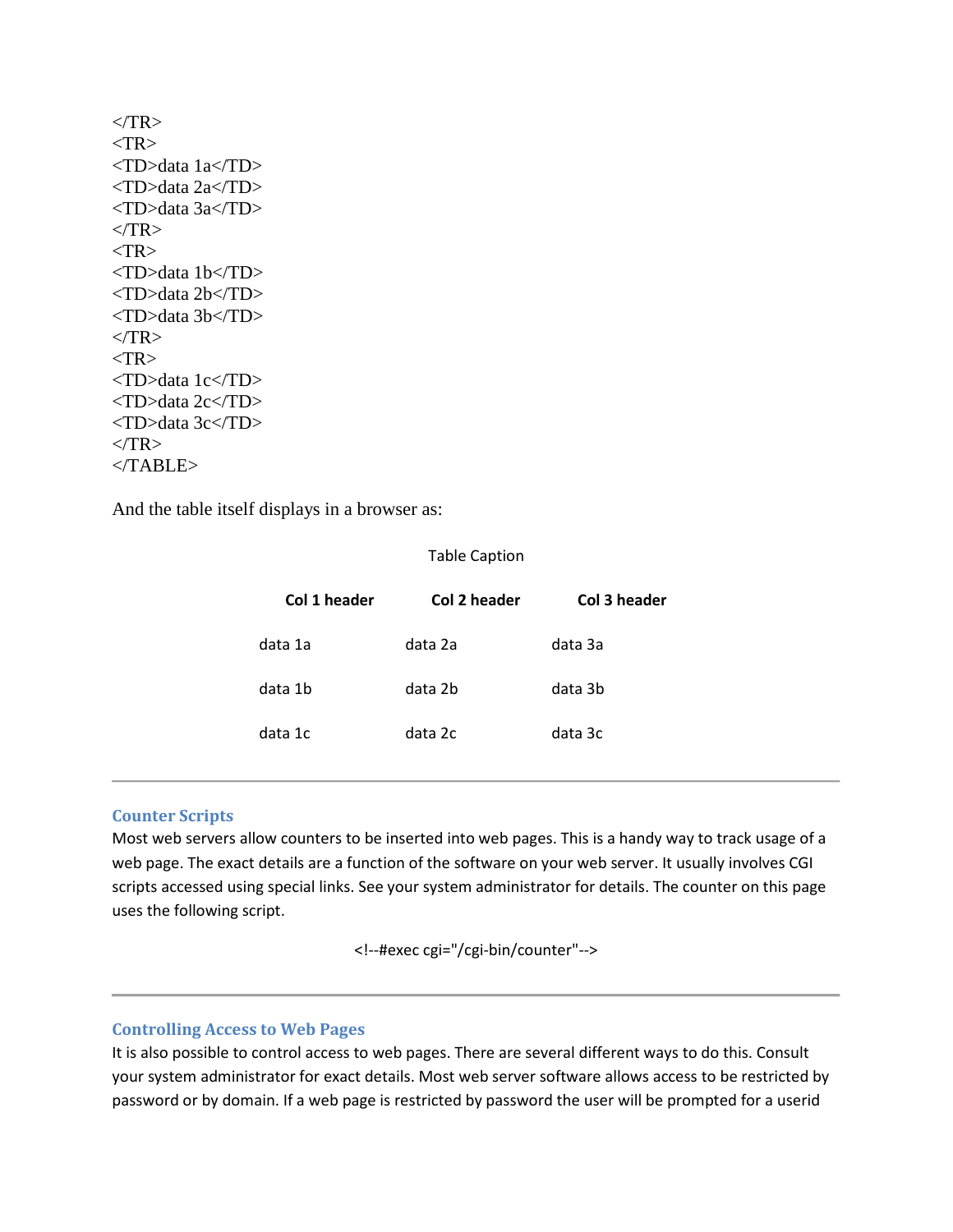```
</TR>
<TR>
<TD>data 1a</TD>
<TD>data 2a</TD>
<TD>data 3a</TD>
</TR>
<TR>
<TD>data 1b</TD>
<TD>data 2b</TD>
<TD>data 3b</TD>
</TR>
<TR>
<TD>data 1c</TD>
<TD>data 2c</TD>
<TD>data 3c</TD>
</TR>
</TABLE>
```

And the table itself displays in a browser as:

Table Caption

| Col 1 header | Col 2 header | Col 3 header |
|---|---|---|
| data 1a | data 2a | data 3a |
| data 1b | data 2b | data 3b |
| data 1c | data 2c | data 3c |

---

### Counter Scripts

Most web servers allow counters to be inserted into web pages. This is a handy way to track usage of a web page. The exact details are a function of the software on your web server. It usually involves CGI scripts accessed using special links. See your system administrator for details. The counter on this page uses the following script.

```
<!--#exec cgi="/cgi-bin/counter"-->
```

---

### Controlling Access to Web Pages

It is also possible to control access to web pages. There are several different ways to do this. Consult your system administrator for exact details. Most web server software allows access to be restricted by password or by domain. If a web page is restricted by password the user will be prompted for a userid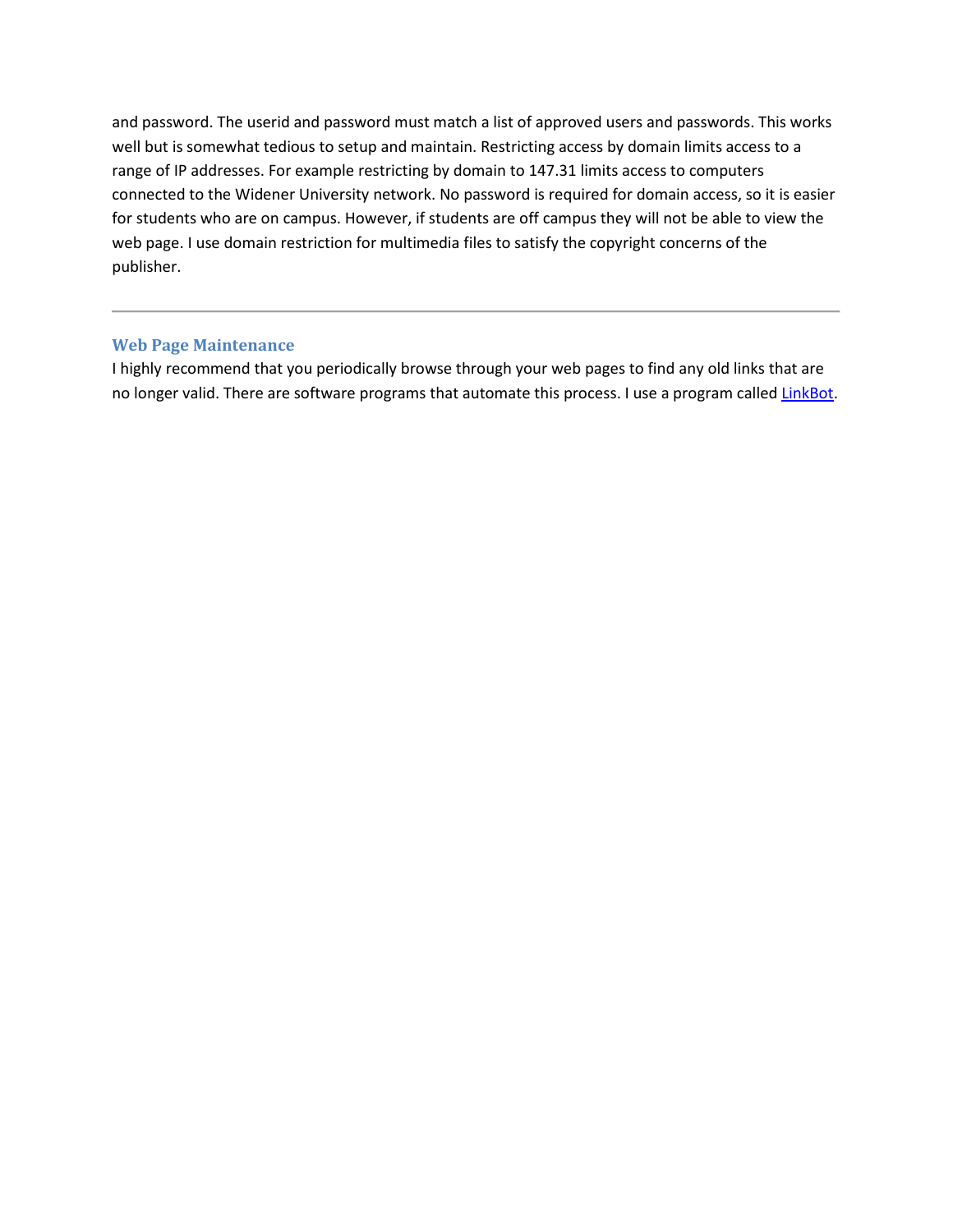and password. The userid and password must match a list of approved users and passwords. This works well but is somewhat tedious to setup and maintain. Restricting access by domain limits access to a range of IP addresses. For example restricting by domain to 147.31 limits access to computers connected to the Widener University network. No password is required for domain access, so it is easier for students who are on campus. However, if students are off campus they will not be able to view the web page. I use domain restriction for multimedia files to satisfy the copyright concerns of the publisher.

---

### Web Page Maintenance

I highly recommend that you periodically browse through your web pages to find any old links that are no longer valid. There are software programs that automate this process. I use a program called LinkBot.